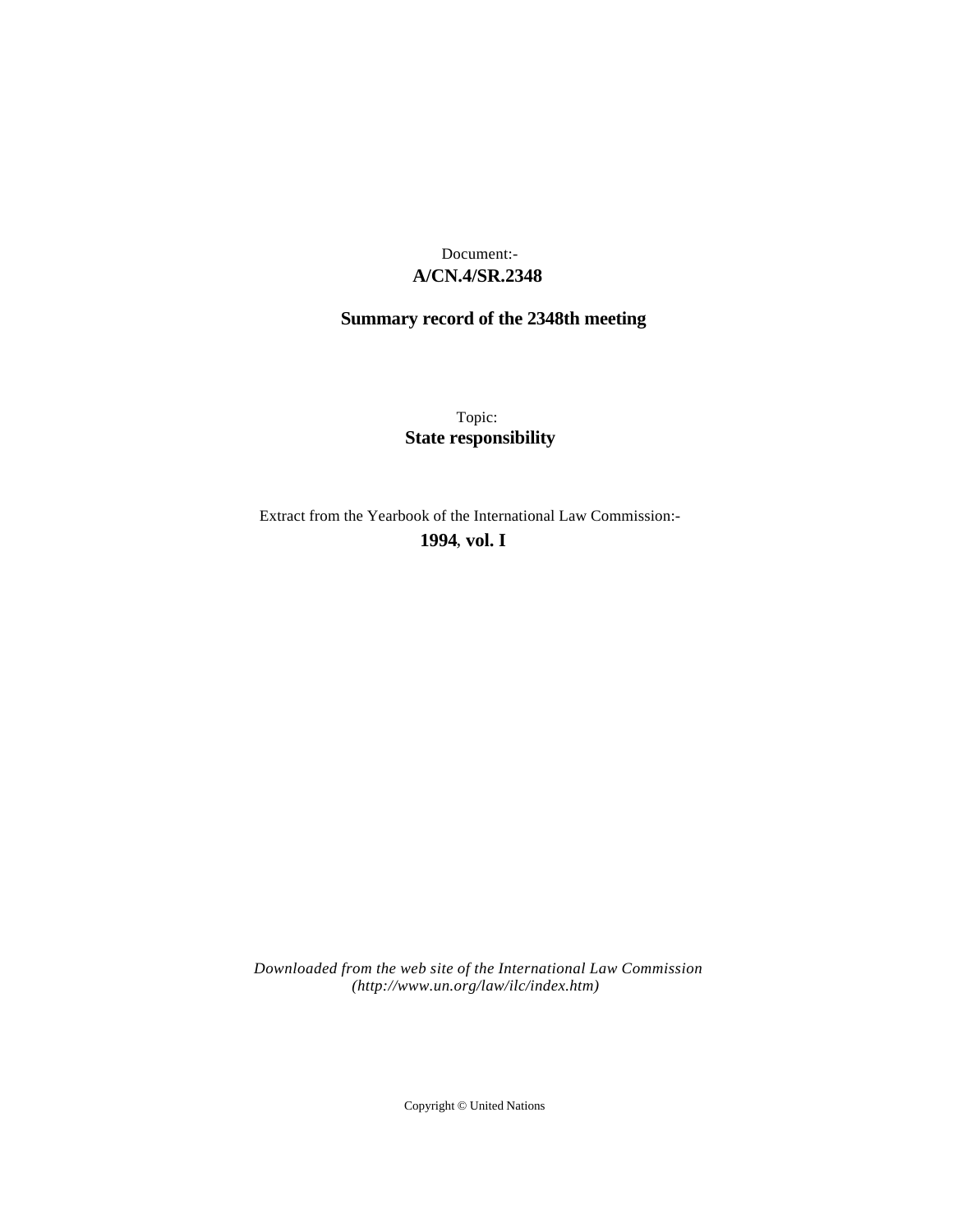Document:-
**A/CN.4/SR.2348**

**Summary record of the 2348th meeting**

Topic:
**State responsibility**

Extract from the Yearbook of the International Law Commission:-
**1994, vol. I**

*Downloaded from the web site of the International Law Commission (http://www.un.org/law/ilc/index.htm)*

Copyright © United Nations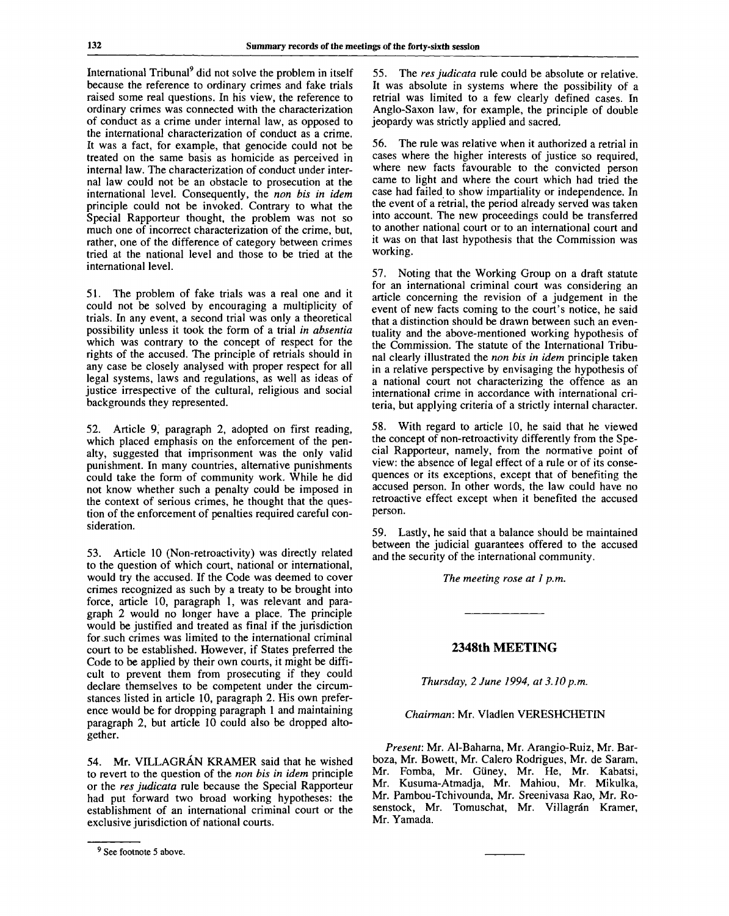International Tribunal[9] did not solve the problem in itself because the reference to ordinary crimes and fake trials raised some real questions. In his view, the reference to ordinary crimes was connected with the characterization of conduct as a crime under internal law, as opposed to the international characterization of conduct as a crime. It was a fact, for example, that genocide could not be treated on the same basis as homicide as perceived in internal law. The characterization of conduct under internal law could not be an obstacle to prosecution at the international level. Consequently, the *non bis in idem* principle could not be invoked. Contrary to what the Special Rapporteur thought, the problem was not so much one of incorrect characterization of the crime, but, rather, one of the difference of category between crimes tried at the national level and those to be tried at the international level.

51. The problem of fake trials was a real one and it could not be solved by encouraging a multiplicity of trials. In any event, a second trial was only a theoretical possibility unless it took the form of a trial *in absentia* which was contrary to the concept of respect for the rights of the accused. The principle of retrials should in any case be closely analysed with proper respect for all legal systems, laws and regulations, as well as ideas of justice irrespective of the cultural, religious and social backgrounds they represented.

52. Article 9, paragraph 2, adopted on first reading, which placed emphasis on the enforcement of the penalty, suggested that imprisonment was the only valid punishment. In many countries, alternative punishments could take the form of community work. While he did not know whether such a penalty could be imposed in the context of serious crimes, he thought that the question of the enforcement of penalties required careful consideration.

53. Article 10 (Non-retroactivity) was directly related to the question of which court, national or international, would try the accused. If the Code was deemed to cover crimes recognized as such by a treaty to be brought into force, article 10, paragraph 1, was relevant and paragraph 2 would no longer have a place. The principle would be justified and treated as final if the jurisdiction for such crimes was limited to the international criminal court to be established. However, if States preferred the Code to be applied by their own courts, it might be difficult to prevent them from prosecuting if they could declare themselves to be competent under the circumstances listed in article 10, paragraph 2. His own preference would be for dropping paragraph 1 and maintaining paragraph 2, but article 10 could also be dropped altogether.

54. Mr. VILLAGRÁN KRAMER said that he wished to revert to the question of the *non bis in idem* principle or the *res judicata* rule because the Special Rapporteur had put forward two broad working hypotheses: the establishment of an international criminal court or the exclusive jurisdiction of national courts.

55. The *res judicata* rule could be absolute or relative. It was absolute in systems where the possibility of a retrial was limited to a few clearly defined cases. In Anglo-Saxon law, for example, the principle of double jeopardy was strictly applied and sacred.

56. The rule was relative when it authorized a retrial in cases where the higher interests of justice so required, where new facts favourable to the convicted person came to light and where the court which had tried the case had failed to show impartiality or independence. In the event of a retrial, the period already served was taken into account. The new proceedings could be transferred to another national court or to an international court and it was on that last hypothesis that the Commission was working.

57. Noting that the Working Group on a draft statute for an international criminal court was considering an article concerning the revision of a judgement in the event of new facts coming to the court's notice, he said that a distinction should be drawn between such an eventuality and the above-mentioned working hypothesis of the Commission. The statute of the International Tribunal clearly illustrated the *non bis in idem* principle taken in a relative perspective by envisaging the hypothesis of a national court not characterizing the offence as an international crime in accordance with international criteria, but applying criteria of a strictly internal character.

58. With regard to article 10, he said that he viewed the concept of non-retroactivity differently from the Special Rapporteur, namely, from the normative point of view: the absence of legal effect of a rule or of its consequences or its exceptions, except that of benefiting the accused person. In other words, the law could have no retroactive effect except when it benefited the accused person.

59. Lastly, he said that a balance should be maintained between the judicial guarantees offered to the accused and the security of the international community.

*The meeting rose at 1 p.m.*

---

## 2348th MEETING

*Thursday, 2 June 1994, at 3.10 p.m.*

*Chairman*: Mr. Vladlen VERESHCHETIN

*Present*: Mr. Al-Baharna, Mr. Arangio-Ruiz, Mr. Barboza, Mr. Bowett, Mr. Calero Rodrigues, Mr. de Saram, Mr. Fomba, Mr. Güney, Mr. He, Mr. Kabatsi, Mr. Kusuma-Atmadja, Mr. Mahiou, Mr. Mikulka, Mr. Pambou-Tchivounda, Mr. Sreenivasa Rao, Mr. Rosenstock, Mr. Tomuschat, Mr. Villagrán Kramer, Mr. Yamada.

---

[9] See footnote 5 above.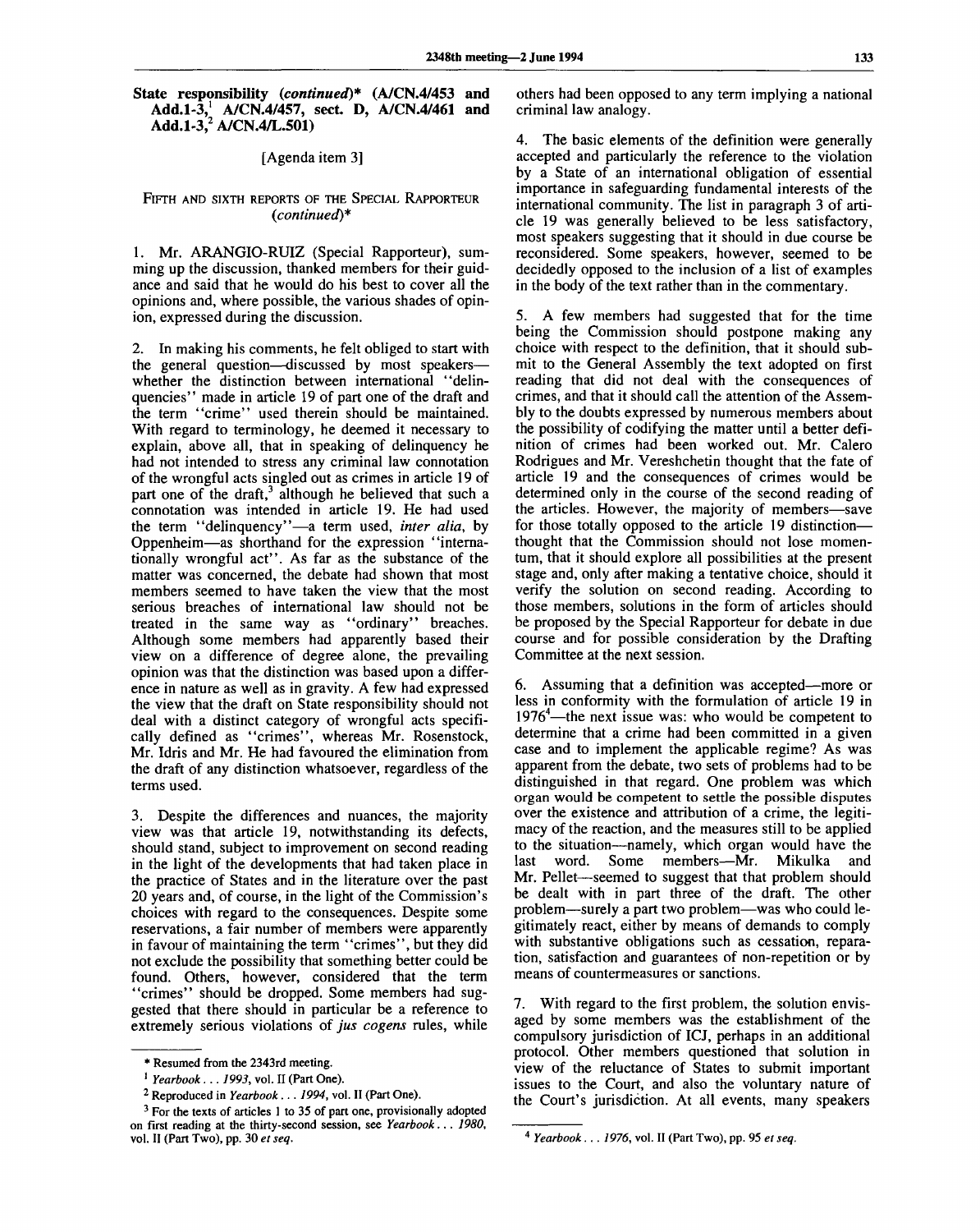## State responsibility (*continued*)* (A/CN.4/453 and Add.1-3,[1] A/CN.4/457, sect. D, A/CN.4/461 and Add.1-3,[2] A/CN.4/L.501)

[Agenda item 3]

### FIFTH AND SIXTH REPORTS OF THE SPECIAL RAPPORTEUR (*continued*)*

1. Mr. ARANGIO-RUIZ (Special Rapporteur), summing up the discussion, thanked members for their guidance and said that he would do his best to cover all the opinions and, where possible, the various shades of opinion, expressed during the discussion.

2. In making his comments, he felt obliged to start with the general question—discussed by most speakers—whether the distinction between international "delinquencies" made in article 19 of part one of the draft and the term "crime" used therein should be maintained. With regard to terminology, he deemed it necessary to explain, above all, that in speaking of delinquency he had not intended to stress any criminal law connotation of the wrongful acts singled out as crimes in article 19 of part one of the draft,[3] although he believed that such a connotation was intended in article 19. He had used the term "delinquency"—a term used, *inter alia*, by Oppenheim—as shorthand for the expression "internationally wrongful act". As far as the substance of the matter was concerned, the debate had shown that most members seemed to have taken the view that the most serious breaches of international law should not be treated in the same way as "ordinary" breaches. Although some members had apparently based their view on a difference of degree alone, the prevailing opinion was that the distinction was based upon a difference in nature as well as in gravity. A few had expressed the view that the draft on State responsibility should not deal with a distinct category of wrongful acts specifically defined as "crimes", whereas Mr. Rosenstock, Mr. Idris and Mr. He had favoured the elimination from the draft of any distinction whatsoever, regardless of the terms used.

3. Despite the differences and nuances, the majority view was that article 19, notwithstanding its defects, should stand, subject to improvement on second reading in the light of the developments that had taken place in the practice of States and in the literature over the past 20 years and, of course, in the light of the Commission's choices with regard to the consequences. Despite some reservations, a fair number of members were apparently in favour of maintaining the term "crimes", but they did not exclude the possibility that something better could be found. Others, however, considered that the term "crimes" should be dropped. Some members had suggested that there should in particular be a reference to extremely serious violations of *jus cogens* rules, while others had been opposed to any term implying a national criminal law analogy.

4. The basic elements of the definition were generally accepted and particularly the reference to the violation by a State of an international obligation of essential importance in safeguarding fundamental interests of the international community. The list in paragraph 3 of article 19 was generally believed to be less satisfactory, most speakers suggesting that it should in due course be reconsidered. Some speakers, however, seemed to be decidedly opposed to the inclusion of a list of examples in the body of the text rather than in the commentary.

5. A few members had suggested that for the time being the Commission should postpone making any choice with respect to the definition, that it should submit to the General Assembly the text adopted on first reading that did not deal with the consequences of crimes, and that it should call the attention of the Assembly to the doubts expressed by numerous members about the possibility of codifying the matter until a better definition of crimes had been worked out. Mr. Calero Rodrigues and Mr. Vereshchetin thought that the fate of article 19 and the consequences of crimes would be determined only in the course of the second reading of the articles. However, the majority of members—save for those totally opposed to the article 19 distinction—thought that the Commission should not lose momentum, that it should explore all possibilities at the present stage and, only after making a tentative choice, should it verify the solution on second reading. According to those members, solutions in the form of articles should be proposed by the Special Rapporteur for debate in due course and for possible consideration by the Drafting Committee at the next session.

6. Assuming that a definition was accepted—more or less in conformity with the formulation of article 19 in 1976[4]—the next issue was: who would be competent to determine that a crime had been committed in a given case and to implement the applicable regime? As was apparent from the debate, two sets of problems had to be distinguished in that regard. One problem was which organ would be competent to settle the possible disputes over the existence and attribution of a crime, the legitimacy of the reaction, and the measures still to be applied to the situation—namely, which organ would have the last word. Some members—Mr. Mikulka and Mr. Pellet—seemed to suggest that that problem should be dealt with in part three of the draft. The other problem—surely a part two problem—was who could legitimately react, either by means of demands to comply with substantive obligations such as cessation, reparation, satisfaction and guarantees of non-repetition or by means of countermeasures or sanctions.

7. With regard to the first problem, the solution envisaged by some members was the establishment of the compulsory jurisdiction of ICJ, perhaps in an additional protocol. Other members questioned that solution in view of the reluctance of States to submit important issues to the Court, and also the voluntary nature of the Court's jurisdiction. At all events, many speakers

---

\* Resumed from the 2343rd meeting.

[1] *Yearbook . . . 1993*, vol. II (Part One).

[2] Reproduced in *Yearbook . . . 1994*, vol. II (Part One).

[3] For the texts of articles 1 to 35 of part one, provisionally adopted on first reading at the thirty-second session, see *Yearbook . . . 1980*, vol. II (Part Two), pp. 30 *et seq.*

[4] *Yearbook . . . 1976*, vol. II (Part Two), pp. 95 *et seq.*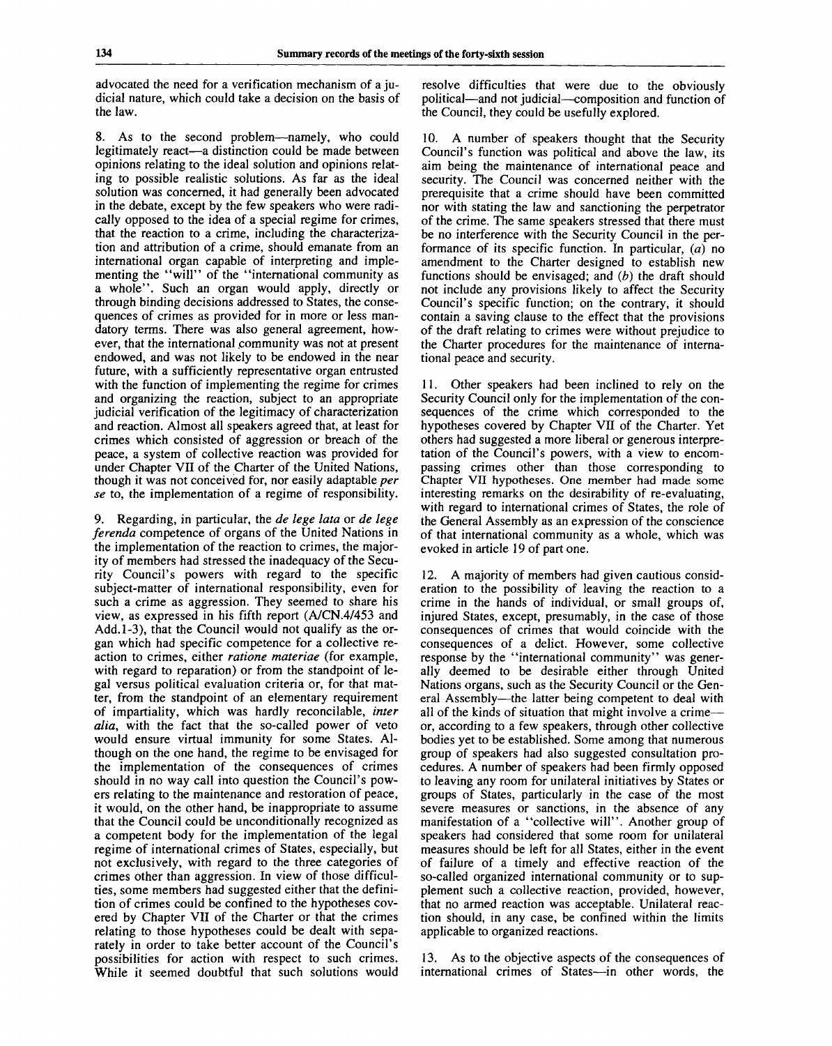advocated the need for a verification mechanism of a judicial nature, which could take a decision on the basis of the law.

8. As to the second problem—namely, who could legitimately react—a distinction could be made between opinions relating to the ideal solution and opinions relating to possible realistic solutions. As far as the ideal solution was concerned, it had generally been advocated in the debate, except by the few speakers who were radically opposed to the idea of a special regime for crimes, that the reaction to a crime, including the characterization and attribution of a crime, should emanate from an international organ capable of interpreting and implementing the "will" of the "international community as a whole". Such an organ would apply, directly or through binding decisions addressed to States, the consequences of crimes as provided for in more or less mandatory terms. There was also general agreement, however, that the international community was not at present endowed, and was not likely to be endowed in the near future, with a sufficiently representative organ entrusted with the function of implementing the regime for crimes and organizing the reaction, subject to an appropriate judicial verification of the legitimacy of characterization and reaction. Almost all speakers agreed that, at least for crimes which consisted of aggression or breach of the peace, a system of collective reaction was provided for under Chapter VII of the Charter of the United Nations, though it was not conceived for, nor easily adaptable *per se* to, the implementation of a regime of responsibility.

9. Regarding, in particular, the *de lege lata* or *de lege ferenda* competence of organs of the United Nations in the implementation of the reaction to crimes, the majority of members had stressed the inadequacy of the Security Council's powers with regard to the specific subject-matter of international responsibility, even for such a crime as aggression. They seemed to share his view, as expressed in his fifth report (A/CN.4/453 and Add.1-3), that the Council would not qualify as the organ which had specific competence for a collective reaction to crimes, either *ratione materiae* (for example, with regard to reparation) or from the standpoint of legal versus political evaluation criteria or, for that matter, from the standpoint of an elementary requirement of impartiality, which was hardly reconcilable, *inter alia*, with the fact that the so-called power of veto would ensure virtual immunity for some States. Although on the one hand, the regime to be envisaged for the implementation of the consequences of crimes should in no way call into question the Council's powers relating to the maintenance and restoration of peace, it would, on the other hand, be inappropriate to assume that the Council could be unconditionally recognized as a competent body for the implementation of the legal regime of international crimes of States, especially, but not exclusively, with regard to the three categories of crimes other than aggression. In view of those difficulties, some members had suggested either that the definition of crimes could be confined to the hypotheses covered by Chapter VII of the Charter or that the crimes relating to those hypotheses could be dealt with separately in order to take better account of the Council's possibilities for action with respect to such crimes. While it seemed doubtful that such solutions would resolve difficulties that were due to the obviously political—and not judicial—composition and function of the Council, they could be usefully explored.

10. A number of speakers thought that the Security Council's function was political and above the law, its aim being the maintenance of international peace and security. The Council was concerned neither with the prerequisite that a crime should have been committed nor with stating the law and sanctioning the perpetrator of the crime. The same speakers stressed that there must be no interference with the Security Council in the performance of its specific function. In particular, (*a*) no amendment to the Charter designed to establish new functions should be envisaged; and (*b*) the draft should not include any provisions likely to affect the Security Council's specific function; on the contrary, it should contain a saving clause to the effect that the provisions of the draft relating to crimes were without prejudice to the Charter procedures for the maintenance of international peace and security.

11. Other speakers had been inclined to rely on the Security Council only for the implementation of the consequences of the crime which corresponded to the hypotheses covered by Chapter VII of the Charter. Yet others had suggested a more liberal or generous interpretation of the Council's powers, with a view to encompassing crimes other than those corresponding to Chapter VII hypotheses. One member had made some interesting remarks on the desirability of re-evaluating, with regard to international crimes of States, the role of the General Assembly as an expression of the conscience of that international community as a whole, which was evoked in article 19 of part one.

12. A majority of members had given cautious consideration to the possibility of leaving the reaction to a crime in the hands of individual, or small groups of, injured States, except, presumably, in the case of those consequences of crimes that would coincide with the consequences of a delict. However, some collective response by the "international community" was generally deemed to be desirable either through United Nations organs, such as the Security Council or the General Assembly—the latter being competent to deal with all of the kinds of situation that might involve a crime—or, according to a few speakers, through other collective bodies yet to be established. Some among that numerous group of speakers had also suggested consultation procedures. A number of speakers had been firmly opposed to leaving any room for unilateral initiatives by States or groups of States, particularly in the case of the most severe measures or sanctions, in the absence of any manifestation of a "collective will". Another group of speakers had considered that some room for unilateral measures should be left for all States, either in the event of failure of a timely and effective reaction of the so-called organized international community or to supplement such a collective reaction, provided, however, that no armed reaction was acceptable. Unilateral reaction should, in any case, be confined within the limits applicable to organized reactions.

13. As to the objective aspects of the consequences of international crimes of States—in other words, the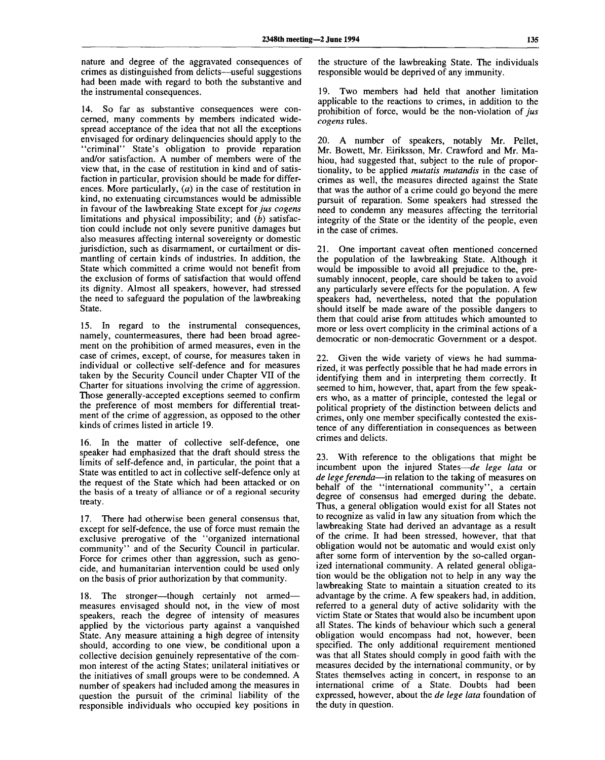nature and degree of the aggravated consequences of crimes as distinguished from delicts—useful suggestions had been made with regard to both the substantive and the instrumental consequences.

14. So far as substantive consequences were concerned, many comments by members indicated widespread acceptance of the idea that not all the exceptions envisaged for ordinary delinquencies should apply to the "criminal" State's obligation to provide reparation and/or satisfaction. A number of members were of the view that, in the case of restitution in kind and of satisfaction in particular, provision should be made for differences. More particularly, (*a*) in the case of restitution in kind, no extenuating circumstances would be admissible in favour of the lawbreaking State except for *jus cogens* limitations and physical impossibility; and (*b*) satisfaction could include not only severe punitive damages but also measures affecting internal sovereignty or domestic jurisdiction, such as disarmament, or curtailment or dismantling of certain kinds of industries. In addition, the State which committed a crime would not benefit from the exclusion of forms of satisfaction that would offend its dignity. Almost all speakers, however, had stressed the need to safeguard the population of the lawbreaking State.

15. In regard to the instrumental consequences, namely, countermeasures, there had been broad agreement on the prohibition of armed measures, even in the case of crimes, except, of course, for measures taken in individual or collective self-defence and for measures taken by the Security Council under Chapter VII of the Charter for situations involving the crime of aggression. Those generally-accepted exceptions seemed to confirm the preference of most members for differential treatment of the crime of aggression, as opposed to the other kinds of crimes listed in article 19.

16. In the matter of collective self-defence, one speaker had emphasized that the draft should stress the limits of self-defence and, in particular, the point that a State was entitled to act in collective self-defence only at the request of the State which had been attacked or on the basis of a treaty of alliance or of a regional security treaty.

17. There had otherwise been general consensus that, except for self-defence, the use of force must remain the exclusive prerogative of the "organized international community" and of the Security Council in particular. Force for crimes other than aggression, such as genocide, and humanitarian intervention could be used only on the basis of prior authorization by that community.

18. The stronger—though certainly not armed—measures envisaged should not, in the view of most speakers, reach the degree of intensity of measures applied by the victorious party against a vanquished State. Any measure attaining a high degree of intensity should, according to one view, be conditional upon a collective decision genuinely representative of the common interest of the acting States; unilateral initiatives or the initiatives of small groups were to be condemned. A number of speakers had included among the measures in question the pursuit of the criminal liability of the responsible individuals who occupied key positions in the structure of the lawbreaking State. The individuals responsible would be deprived of any immunity.

19. Two members had held that another limitation applicable to the reactions to crimes, in addition to the prohibition of force, would be the non-violation of *jus cogens* rules.

20. A number of speakers, notably Mr. Pellet, Mr. Bowett, Mr. Eiriksson, Mr. Crawford and Mr. Mahiou, had suggested that, subject to the rule of proportionality, to be applied *mutatis mutandis* in the case of crimes as well, the measures directed against the State that was the author of a crime could go beyond the mere pursuit of reparation. Some speakers had stressed the need to condemn any measures affecting the territorial integrity of the State or the identity of the people, even in the case of crimes.

21. One important caveat often mentioned concerned the population of the lawbreaking State. Although it would be impossible to avoid all prejudice to the, presumably innocent, people, care should be taken to avoid any particularly severe effects for the population. A few speakers had, nevertheless, noted that the population should itself be made aware of the possible dangers to them that could arise from attitudes which amounted to more or less overt complicity in the criminal actions of a democratic or non-democratic Government or a despot.

22. Given the wide variety of views he had summarized, it was perfectly possible that he had made errors in identifying them and in interpreting them correctly. It seemed to him, however, that, apart from the few speakers who, as a matter of principle, contested the legal or political propriety of the distinction between delicts and crimes, only one member specifically contested the existence of any differentiation in consequences as between crimes and delicts.

23. With reference to the obligations that might be incumbent upon the injured States—*de lege lata* or *de lege ferenda*—in relation to the taking of measures on behalf of the "international community", a certain degree of consensus had emerged during the debate. Thus, a general obligation would exist for all States not to recognize as valid in law any situation from which the lawbreaking State had derived an advantage as a result of the crime. It had been stressed, however, that that obligation would not be automatic and would exist only after some form of intervention by the so-called organized international community. A related general obligation would be the obligation not to help in any way the lawbreaking State to maintain a situation created to its advantage by the crime. A few speakers had, in addition, referred to a general duty of active solidarity with the victim State or States that would also be incumbent upon all States. The kinds of behaviour which such a general obligation would encompass had not, however, been specified. The only additional requirement mentioned was that all States should comply in good faith with the measures decided by the international community, or by States themselves acting in concert, in response to an international crime of a State. Doubts had been expressed, however, about the *de lege lata* foundation of the duty in question.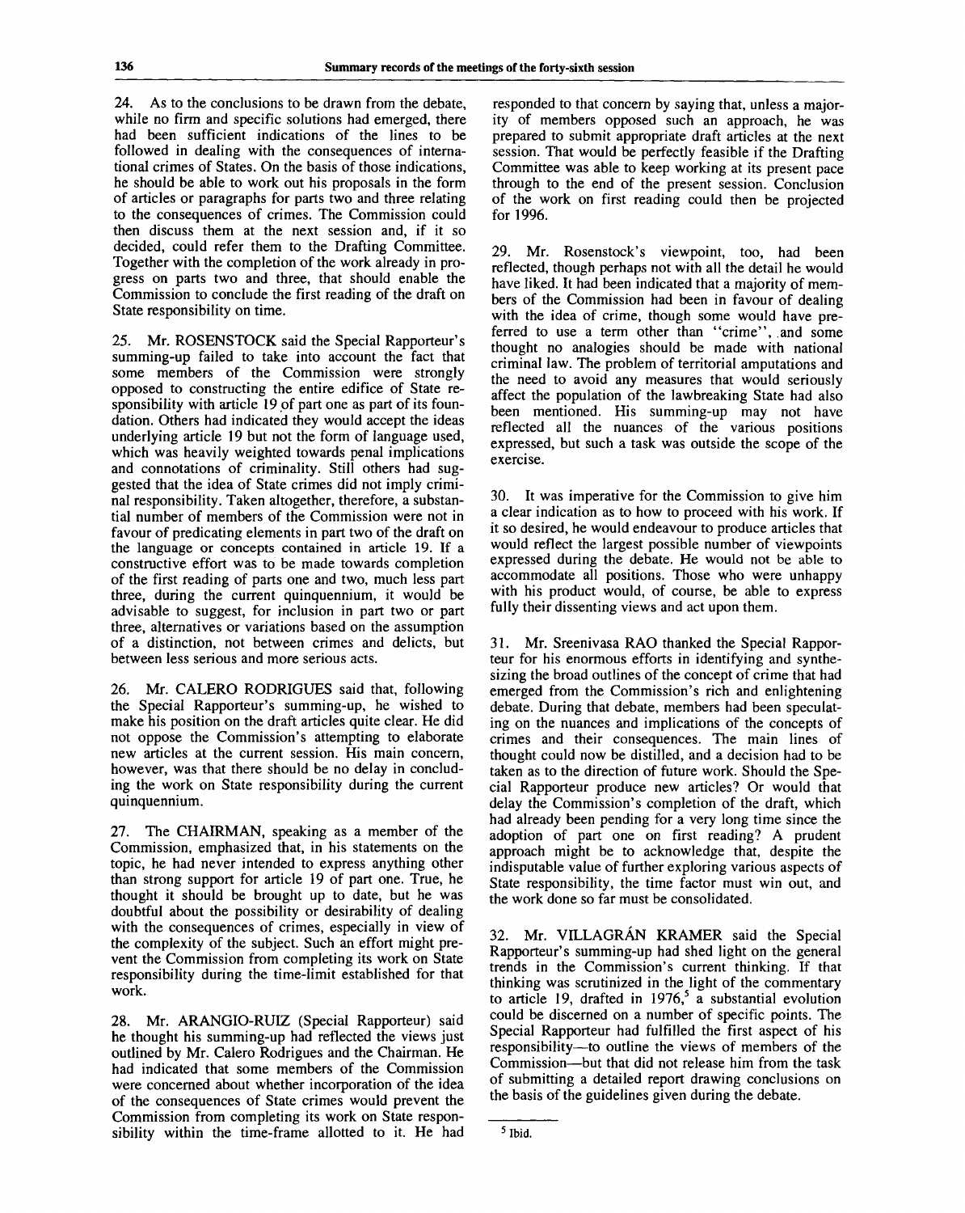24. As to the conclusions to be drawn from the debate, while no firm and specific solutions had emerged, there had been sufficient indications of the lines to be followed in dealing with the consequences of international crimes of States. On the basis of those indications, he should be able to work out his proposals in the form of articles or paragraphs for parts two and three relating to the consequences of crimes. The Commission could then discuss them at the next session and, if it so decided, could refer them to the Drafting Committee. Together with the completion of the work already in progress on parts two and three, that should enable the Commission to conclude the first reading of the draft on State responsibility on time.

25. Mr. ROSENSTOCK said the Special Rapporteur's summing-up failed to take into account the fact that some members of the Commission were strongly opposed to constructing the entire edifice of State responsibility with article 19 of part one as part of its foundation. Others had indicated they would accept the ideas underlying article 19 but not the form of language used, which was heavily weighted towards penal implications and connotations of criminality. Still others had suggested that the idea of State crimes did not imply criminal responsibility. Taken altogether, therefore, a substantial number of members of the Commission were not in favour of predicating elements in part two of the draft on the language or concepts contained in article 19. If a constructive effort was to be made towards completion of the first reading of parts one and two, much less part three, during the current quinquennium, it would be advisable to suggest, for inclusion in part two or part three, alternatives or variations based on the assumption of a distinction, not between crimes and delicts, but between less serious and more serious acts.

26. Mr. CALERO RODRIGUES said that, following the Special Rapporteur's summing-up, he wished to make his position on the draft articles quite clear. He did not oppose the Commission's attempting to elaborate new articles at the current session. His main concern, however, was that there should be no delay in concluding the work on State responsibility during the current quinquennium.

27. The CHAIRMAN, speaking as a member of the Commission, emphasized that, in his statements on the topic, he had never intended to express anything other than strong support for article 19 of part one. True, he thought it should be brought up to date, but he was doubtful about the possibility or desirability of dealing with the consequences of crimes, especially in view of the complexity of the subject. Such an effort might prevent the Commission from completing its work on State responsibility during the time-limit established for that work.

28. Mr. ARANGIO-RUIZ (Special Rapporteur) said he thought his summing-up had reflected the views just outlined by Mr. Calero Rodrigues and the Chairman. He had indicated that some members of the Commission were concerned about whether incorporation of the idea of the consequences of State crimes would prevent the Commission from completing its work on State responsibility within the time-frame allotted to it. He had responded to that concern by saying that, unless a majority of members opposed such an approach, he was prepared to submit appropriate draft articles at the next session. That would be perfectly feasible if the Drafting Committee was able to keep working at its present pace through to the end of the present session. Conclusion of the work on first reading could then be projected for 1996.

29. Mr. Rosenstock's viewpoint, too, had been reflected, though perhaps not with all the detail he would have liked. It had been indicated that a majority of members of the Commission had been in favour of dealing with the idea of crime, though some would have preferred to use a term other than "crime", and some thought no analogies should be made with national criminal law. The problem of territorial amputations and the need to avoid any measures that would seriously affect the population of the lawbreaking State had also been mentioned. His summing-up may not have reflected all the nuances of the various positions expressed, but such a task was outside the scope of the exercise.

30. It was imperative for the Commission to give him a clear indication as to how to proceed with his work. If it so desired, he would endeavour to produce articles that would reflect the largest possible number of viewpoints expressed during the debate. He would not be able to accommodate all positions. Those who were unhappy with his product would, of course, be able to express fully their dissenting views and act upon them.

31. Mr. Sreenivasa RAO thanked the Special Rapporteur for his enormous efforts in identifying and synthesizing the broad outlines of the concept of crime that had emerged from the Commission's rich and enlightening debate. During that debate, members had been speculating on the nuances and implications of the concepts of crimes and their consequences. The main lines of thought could now be distilled, and a decision had to be taken as to the direction of future work. Should the Special Rapporteur produce new articles? Or would that delay the Commission's completion of the draft, which had already been pending for a very long time since the adoption of part one on first reading? A prudent approach might be to acknowledge that, despite the indisputable value of further exploring various aspects of State responsibility, the time factor must win out, and the work done so far must be consolidated.

32. Mr. VILLAGRÁN KRAMER said the Special Rapporteur's summing-up had shed light on the general trends in the Commission's current thinking. If that thinking was scrutinized in the light of the commentary to article 19, drafted in 1976,[5] a substantial evolution could be discerned on a number of specific points. The Special Rapporteur had fulfilled the first aspect of his responsibility—to outline the views of members of the Commission—but that did not release him from the task of submitting a detailed report drawing conclusions on the basis of the guidelines given during the debate.

[5] Ibid.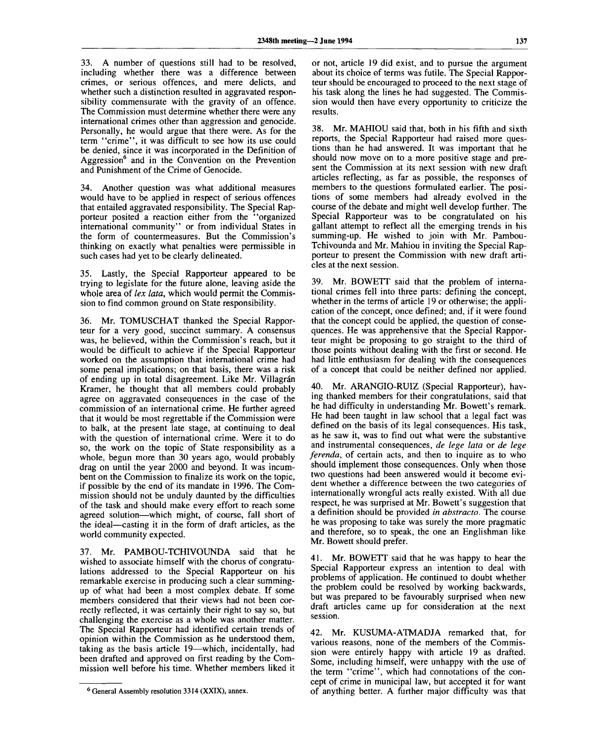33. A number of questions still had to be resolved, including whether there was a difference between crimes, or serious offences, and mere delicts, and whether such a distinction resulted in aggravated responsibility commensurate with the gravity of an offence. The Commission must determine whether there were any international crimes other than aggression and genocide. Personally, he would argue that there were. As for the term "crime", it was difficult to see how its use could be denied, since it was incorporated in the Definition of Aggression[6] and in the Convention on the Prevention and Punishment of the Crime of Genocide.

34. Another question was what additional measures would have to be applied in respect of serious offences that entailed aggravated responsibility. The Special Rapporteur posited a reaction either from the "organized international community" or from individual States in the form of countermeasures. But the Commission's thinking on exactly what penalties were permissible in such cases had yet to be clearly delineated.

35. Lastly, the Special Rapporteur appeared to be trying to legislate for the future alone, leaving aside the whole area of *lex lata*, which would permit the Commission to find common ground on State responsibility.

36. Mr. TOMUSCHAT thanked the Special Rapporteur for a very good, succinct summary. A consensus was, he believed, within the Commission's reach, but it would be difficult to achieve if the Special Rapporteur worked on the assumption that international crime had some penal implications; on that basis, there was a risk of ending up in total disagreement. Like Mr. Villagrán Kramer, he thought that all members could probably agree on aggravated consequences in the case of the commission of an international crime. He further agreed that it would be most regrettable if the Commission were to balk, at the present late stage, at continuing to deal with the question of international crime. Were it to do so, the work on the topic of State responsibility as a whole, begun more than 30 years ago, would probably drag on until the year 2000 and beyond. It was incumbent on the Commission to finalize its work on the topic, if possible by the end of its mandate in 1996. The Commission should not be unduly daunted by the difficulties of the task and should make every effort to reach some agreed solution—which might, of course, fall short of the ideal—casting it in the form of draft articles, as the world community expected.

37. Mr. PAMBOU-TCHIVOUNDA said that he wished to associate himself with the chorus of congratulations addressed to the Special Rapporteur on his remarkable exercise in producing such a clear summing-up of what had been a most complex debate. If some members considered that their views had not been correctly reflected, it was certainly their right to say so, but challenging the exercise as a whole was another matter. The Special Rapporteur had identified certain trends of opinion within the Commission as he understood them, taking as the basis article 19—which, incidentally, had been drafted and approved on first reading by the Commission well before his time. Whether members liked it or not, article 19 did exist, and to pursue the argument about its choice of terms was futile. The Special Rapporteur should be encouraged to proceed to the next stage of his task along the lines he had suggested. The Commission would then have every opportunity to criticize the results.

38. Mr. MAHIOU said that, both in his fifth and sixth reports, the Special Rapporteur had raised more questions than he had answered. It was important that he should now move on to a more positive stage and present the Commission at its next session with new draft articles reflecting, as far as possible, the responses of members to the questions formulated earlier. The positions of some members had already evolved in the course of the debate and might well develop further. The Special Rapporteur was to be congratulated on his gallant attempt to reflect all the emerging trends in his summing-up. He wished to join with Mr. Pambou-Tchivounda and Mr. Mahiou in inviting the Special Rapporteur to present the Commission with new draft articles at the next session.

39. Mr. BOWETT said that the problem of international crimes fell into three parts: defining the concept, whether in the terms of article 19 or otherwise; the application of the concept, once defined; and, if it were found that the concept could be applied, the question of consequences. He was apprehensive that the Special Rapporteur might be proposing to go straight to the third of those points without dealing with the first or second. He had little enthusiasm for dealing with the consequences of a concept that could be neither defined nor applied.

40. Mr. ARANGIO-RUIZ (Special Rapporteur), having thanked members for their congratulations, said that he had difficulty in understanding Mr. Bowett's remark. He had been taught in law school that a legal fact was defined on the basis of its legal consequences. His task, as he saw it, was to find out what were the substantive and instrumental consequences, *de lege lata* or *de lege ferenda*, of certain acts, and then to inquire as to who should implement those consequences. Only when those two questions had been answered would it become evident whether a difference between the two categories of internationally wrongful acts really existed. With all due respect, he was surprised at Mr. Bowett's suggestion that a definition should be provided *in abstracto*. The course he was proposing to take was surely the more pragmatic and therefore, so to speak, the one an Englishman like Mr. Bowett should prefer.

41. Mr. BOWETT said that he was happy to hear the Special Rapporteur express an intention to deal with problems of application. He continued to doubt whether the problem could be resolved by working backwards, but was prepared to be favourably surprised when new draft articles came up for consideration at the next session.

42. Mr. KUSUMA-ATMADJA remarked that, for various reasons, none of the members of the Commission were entirely happy with article 19 as drafted. Some, including himself, were unhappy with the use of the term "crime", which had connotations of the concept of crime in municipal law, but accepted it for want of anything better. A further major difficulty was that

[6] General Assembly resolution 3314 (XXIX), annex.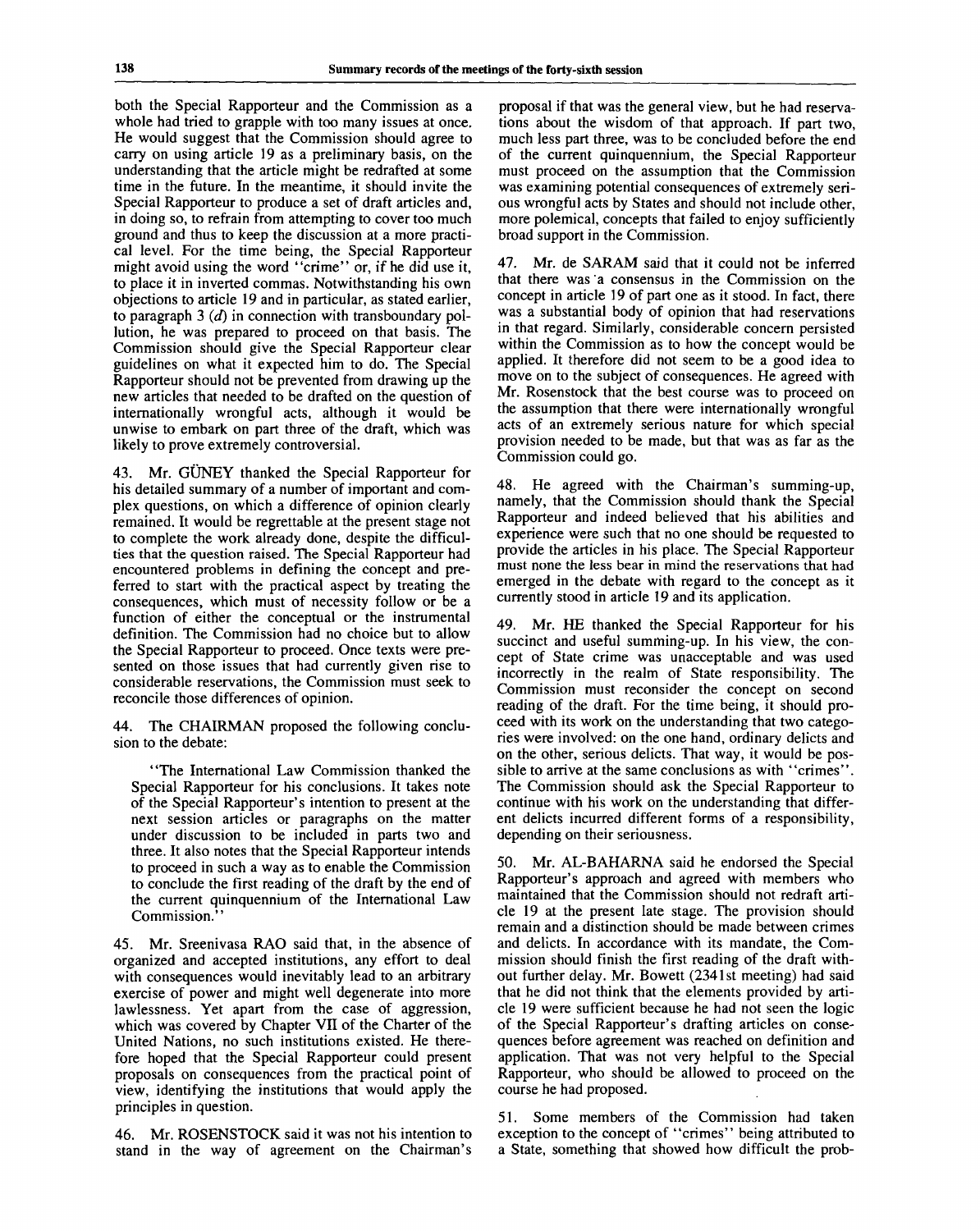both the Special Rapporteur and the Commission as a whole had tried to grapple with too many issues at once. He would suggest that the Commission should agree to carry on using article 19 as a preliminary basis, on the understanding that the article might be redrafted at some time in the future. In the meantime, it should invite the Special Rapporteur to produce a set of draft articles and, in doing so, to refrain from attempting to cover too much ground and thus to keep the discussion at a more practical level. For the time being, the Special Rapporteur might avoid using the word "crime" or, if he did use it, to place it in inverted commas. Notwithstanding his own objections to article 19 and in particular, as stated earlier, to paragraph 3 (*d*) in connection with transboundary pollution, he was prepared to proceed on that basis. The Commission should give the Special Rapporteur clear guidelines on what it expected him to do. The Special Rapporteur should not be prevented from drawing up the new articles that needed to be drafted on the question of internationally wrongful acts, although it would be unwise to embark on part three of the draft, which was likely to prove extremely controversial.

43. Mr. GÜNEY thanked the Special Rapporteur for his detailed summary of a number of important and complex questions, on which a difference of opinion clearly remained. It would be regrettable at the present stage not to complete the work already done, despite the difficulties that the question raised. The Special Rapporteur had encountered problems in defining the concept and preferred to start with the practical aspect by treating the consequences, which must of necessity follow or be a function of either the conceptual or the instrumental definition. The Commission had no choice but to allow the Special Rapporteur to proceed. Once texts were presented on those issues that had currently given rise to considerable reservations, the Commission must seek to reconcile those differences of opinion.

44. The CHAIRMAN proposed the following conclusion to the debate:

"The International Law Commission thanked the Special Rapporteur for his conclusions. It takes note of the Special Rapporteur's intention to present at the next session articles or paragraphs on the matter under discussion to be included in parts two and three. It also notes that the Special Rapporteur intends to proceed in such a way as to enable the Commission to conclude the first reading of the draft by the end of the current quinquennium of the International Law Commission."

45. Mr. Sreenivasa RAO said that, in the absence of organized and accepted institutions, any effort to deal with consequences would inevitably lead to an arbitrary exercise of power and might well degenerate into more lawlessness. Yet apart from the case of aggression, which was covered by Chapter VII of the Charter of the United Nations, no such institutions existed. He therefore hoped that the Special Rapporteur could present proposals on consequences from the practical point of view, identifying the institutions that would apply the principles in question.

46. Mr. ROSENSTOCK said it was not his intention to stand in the way of agreement on the Chairman's proposal if that was the general view, but he had reservations about the wisdom of that approach. If part two, much less part three, was to be concluded before the end of the current quinquennium, the Special Rapporteur must proceed on the assumption that the Commission was examining potential consequences of extremely serious wrongful acts by States and should not include other, more polemical, concepts that failed to enjoy sufficiently broad support in the Commission.

47. Mr. de SARAM said that it could not be inferred that there was a consensus in the Commission on the concept in article 19 of part one as it stood. In fact, there was a substantial body of opinion that had reservations in that regard. Similarly, considerable concern persisted within the Commission as to how the concept would be applied. It therefore did not seem to be a good idea to move on to the subject of consequences. He agreed with Mr. Rosenstock that the best course was to proceed on the assumption that there were internationally wrongful acts of an extremely serious nature for which special provision needed to be made, but that was as far as the Commission could go.

48. He agreed with the Chairman's summing-up, namely, that the Commission should thank the Special Rapporteur and indeed believed that his abilities and experience were such that no one should be requested to provide the articles in his place. The Special Rapporteur must none the less bear in mind the reservations that had emerged in the debate with regard to the concept as it currently stood in article 19 and its application.

49. Mr. HE thanked the Special Rapporteur for his succinct and useful summing-up. In his view, the concept of State crime was unacceptable and was used incorrectly in the realm of State responsibility. The Commission must reconsider the concept on second reading of the draft. For the time being, it should proceed with its work on the understanding that two categories were involved: on the one hand, ordinary delicts and on the other, serious delicts. That way, it would be possible to arrive at the same conclusions as with "crimes". The Commission should ask the Special Rapporteur to continue with his work on the understanding that different delicts incurred different forms of a responsibility, depending on their seriousness.

50. Mr. AL-BAHARNA said he endorsed the Special Rapporteur's approach and agreed with members who maintained that the Commission should not redraft article 19 at the present late stage. The provision should remain and a distinction should be made between crimes and delicts. In accordance with its mandate, the Commission should finish the first reading of the draft without further delay. Mr. Bowett (2341st meeting) had said that he did not think that the elements provided by article 19 were sufficient because he had not seen the logic of the Special Rapporteur's drafting articles on consequences before agreement was reached on definition and application. That was not very helpful to the Special Rapporteur, who should be allowed to proceed on the course he had proposed.

51. Some members of the Commission had taken exception to the concept of "crimes" being attributed to a State, something that showed how difficult the prob-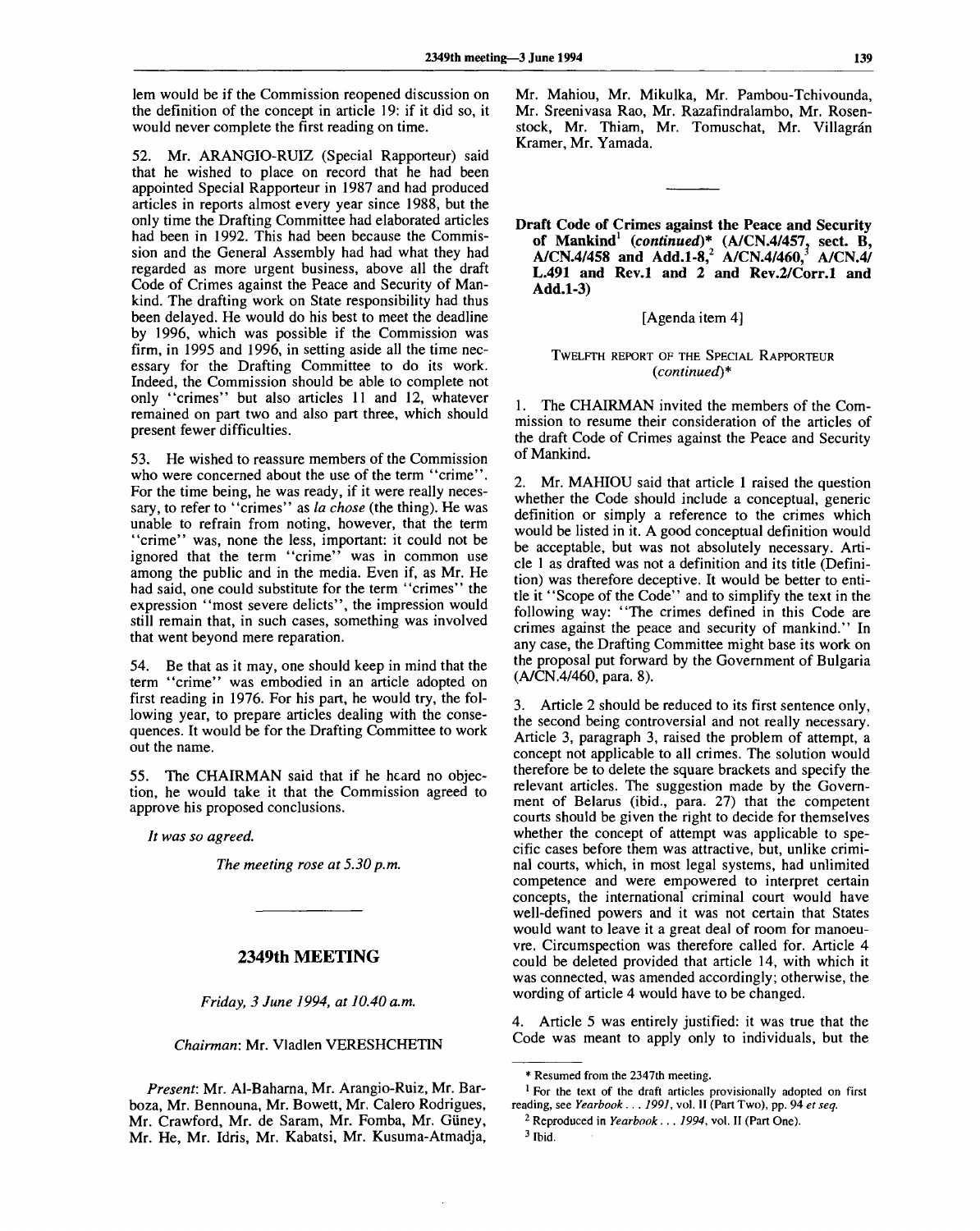lem would be if the Commission reopened discussion on the definition of the concept in article 19: if it did so, it would never complete the first reading on time.

52. Mr. ARANGIO-RUIZ (Special Rapporteur) said that he wished to place on record that he had been appointed Special Rapporteur in 1987 and had produced articles in reports almost every year since 1988, but the only time the Drafting Committee had elaborated articles had been in 1992. This had been because the Commission and the General Assembly had had what they had regarded as more urgent business, above all the draft Code of Crimes against the Peace and Security of Mankind. The drafting work on State responsibility had thus been delayed. He would do his best to meet the deadline by 1996, which was possible if the Commission was firm, in 1995 and 1996, in setting aside all the time necessary for the Drafting Committee to do its work. Indeed, the Commission should be able to complete not only "crimes" but also articles 11 and 12, whatever remained on part two and also part three, which should present fewer difficulties.

53. He wished to reassure members of the Commission who were concerned about the use of the term "crime". For the time being, he was ready, if it were really necessary, to refer to "crimes" as *la chose* (the thing). He was unable to refrain from noting, however, that the term "crime" was, none the less, important: it could not be ignored that the term "crime" was in common use among the public and in the media. Even if, as Mr. He had said, one could substitute for the term "crimes" the expression "most severe delicts", the impression would still remain that, in such cases, something was involved that went beyond mere reparation.

54. Be that as it may, one should keep in mind that the term "crime" was embodied in an article adopted on first reading in 1976. For his part, he would try, the following year, to prepare articles dealing with the consequences. It would be for the Drafting Committee to work out the name.

55. The CHAIRMAN said that if he heard no objection, he would take it that the Commission agreed to approve his proposed conclusions.

*It was so agreed.*

*The meeting rose at 5.30 p.m.*

---

## 2349th MEETING

*Friday, 3 June 1994, at 10.40 a.m.*

*Chairman*: Mr. Vladlen VERESHCHETIN

*Present*: Mr. Al-Baharna, Mr. Arangio-Ruiz, Mr. Barboza, Mr. Bennouna, Mr. Bowett, Mr. Calero Rodrigues, Mr. Crawford, Mr. de Saram, Mr. Fomba, Mr. Güney, Mr. He, Mr. Idris, Mr. Kabatsi, Mr. Kusuma-Atmadja, Mr. Mahiou, Mr. Mikulka, Mr. Pambou-Tchivounda, Mr. Sreenivasa Rao, Mr. Razafindralambo, Mr. Rosenstock, Mr. Thiam, Mr. Tomuschat, Mr. Villagrán Kramer, Mr. Yamada.

---

**Draft Code of Crimes against the Peace and Security of Mankind[1] (*continued*)\* (A/CN.4/457, sect. B, A/CN.4/458 and Add.1-8,[2] A/CN.4/460,[3] A/CN.4/L.491 and Rev.1 and 2 and Rev.2/Corr.1 and Add.1-3)**

[Agenda item 4]

TWELFTH REPORT OF THE SPECIAL RAPPORTEUR (*continued*)\*

1. The CHAIRMAN invited the members of the Commission to resume their consideration of the articles of the draft Code of Crimes against the Peace and Security of Mankind.

2. Mr. MAHIOU said that article 1 raised the question whether the Code should include a conceptual, generic definition or simply a reference to the crimes which would be listed in it. A good conceptual definition would be acceptable, but was not absolutely necessary. Article 1 as drafted was not a definition and its title (Definition) was therefore deceptive. It would be better to entitle it "Scope of the Code" and to simplify the text in the following way: "The crimes defined in this Code are crimes against the peace and security of mankind." In any case, the Drafting Committee might base its work on the proposal put forward by the Government of Bulgaria (A/CN.4/460, para. 8).

3. Article 2 should be reduced to its first sentence only, the second being controversial and not really necessary. Article 3, paragraph 3, raised the problem of attempt, a concept not applicable to all crimes. The solution would therefore be to delete the square brackets and specify the relevant articles. The suggestion made by the Government of Belarus (ibid., para. 27) that the competent courts should be given the right to decide for themselves whether the concept of attempt was applicable to specific cases before them was attractive, but, unlike criminal courts, which, in most legal systems, had unlimited competence and were empowered to interpret certain concepts, the international criminal court would have well-defined powers and it was not certain that States would want to leave it a great deal of room for manoeuvre. Circumspection was therefore called for. Article 4 could be deleted provided that article 14, with which it was connected, was amended accordingly; otherwise, the wording of article 4 would have to be changed.

4. Article 5 was entirely justified: it was true that the Code was meant to apply only to individuals, but the

---

\* Resumed from the 2347th meeting.

[1] For the text of the draft articles provisionally adopted on first reading, see *Yearbook . . . 1991*, vol. II (Part Two), pp. 94 *et seq.*

[2] Reproduced in *Yearbook . . . 1994*, vol. II (Part One).

[3] Ibid.